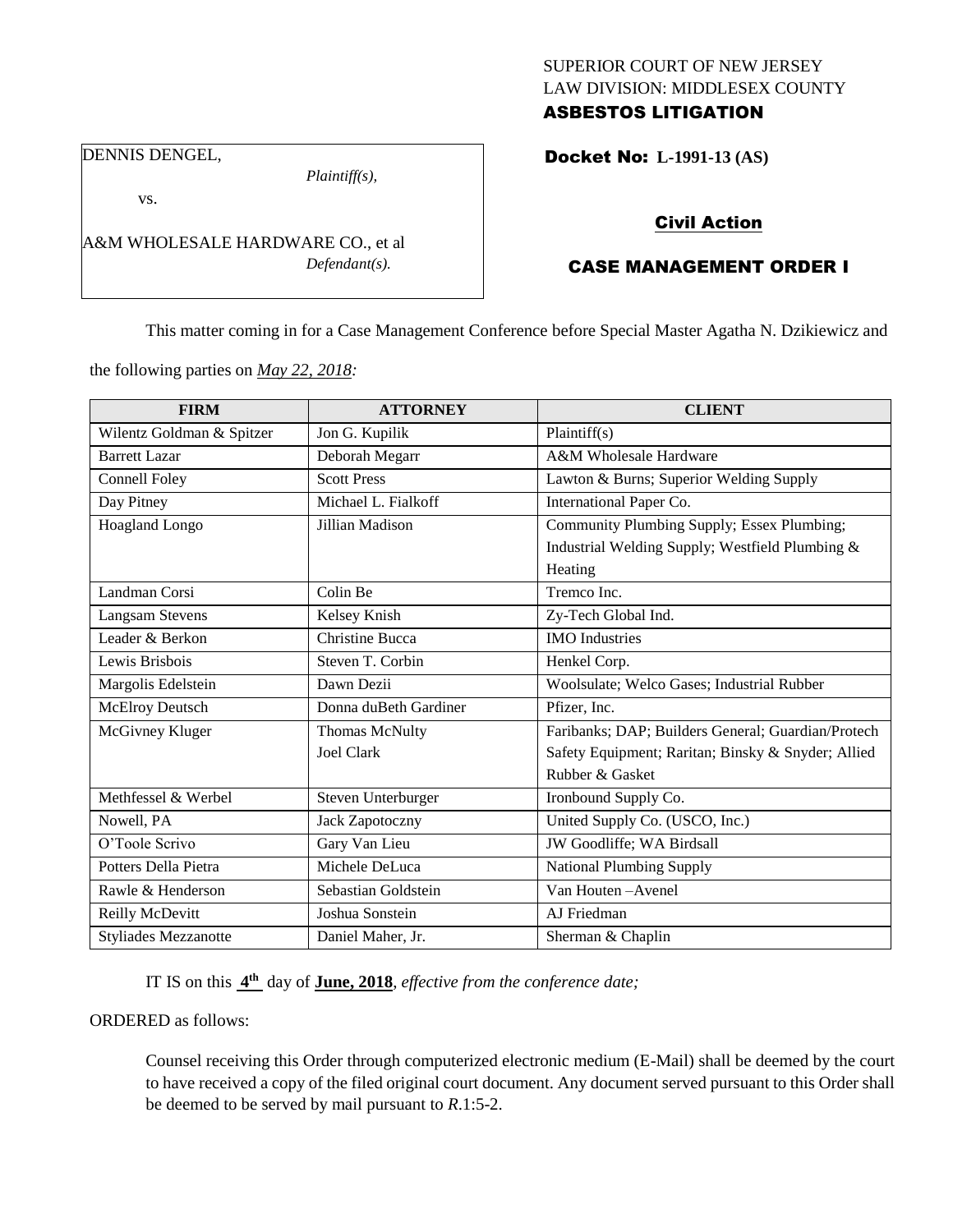SUPERIOR COURT OF NEW JERSEY
LAW DIVISION: MIDDLESEX COUNTY
**ASBESTOS LITIGATION**

DENNIS DENGEL,
*Plaintiff(s),*
vs.
A&M WHOLESALE HARDWARE CO., et al
*Defendant(s).*

**Docket No: L-1991-13 (AS)**

**Civil Action**

**CASE MANAGEMENT ORDER I**

This matter coming in for a Case Management Conference before Special Master Agatha N. Dzikiewicz and the following parties on *May 22, 2018:*

| FIRM | ATTORNEY | CLIENT |
|---|---|---|
| Wilentz Goldman & Spitzer | Jon G. Kupilik | Plaintiff(s) |
| Barrett Lazar | Deborah Megarr | A&M Wholesale Hardware |
| Connell Foley | Scott Press | Lawton & Burns; Superior Welding Supply |
| Day Pitney | Michael L. Fialkoff | International Paper Co. |
| Hoagland Longo | Jillian Madison | Community Plumbing Supply; Essex Plumbing; Industrial Welding Supply; Westfield Plumbing & Heating |
| Landman Corsi | Colin Be | Tremco Inc. |
| Langsam Stevens | Kelsey Knish | Zy-Tech Global Ind. |
| Leader & Berkon | Christine Bucca | IMO Industries |
| Lewis Brisbois | Steven T. Corbin | Henkel Corp. |
| Margolis Edelstein | Dawn Dezii | Woolsulate; Welco Gases; Industrial Rubber |
| McElroy Deutsch | Donna duBeth Gardiner | Pfizer, Inc. |
| McGivney Kluger | Thomas McNulty<br>Joel Clark | Faribanks; DAP; Builders General; Guardian/Protech Safety Equipment; Raritan; Binsky & Snyder; Allied Rubber & Gasket |
| Methfessel & Werbel | Steven Unterburger | Ironbound Supply Co. |
| Nowell, PA | Jack Zapotoczny | United Supply Co. (USCO, Inc.) |
| O'Toole Scrivo | Gary Van Lieu | JW Goodliffe; WA Birdsall |
| Potters Della Pietra | Michele DeLuca | National Plumbing Supply |
| Rawle & Henderson | Sebastian Goldstein | Van Houten –Avenel |
| Reilly McDevitt | Joshua Sonstein | AJ Friedman |
| Styliades Mezzanotte | Daniel Maher, Jr. | Sherman & Chaplin |

IT IS on this **4th** day of **June, 2018**, *effective from the conference date;*

ORDERED as follows:

Counsel receiving this Order through computerized electronic medium (E-Mail) shall be deemed by the court to have received a copy of the filed original court document. Any document served pursuant to this Order shall be deemed to be served by mail pursuant to *R*.1:5-2.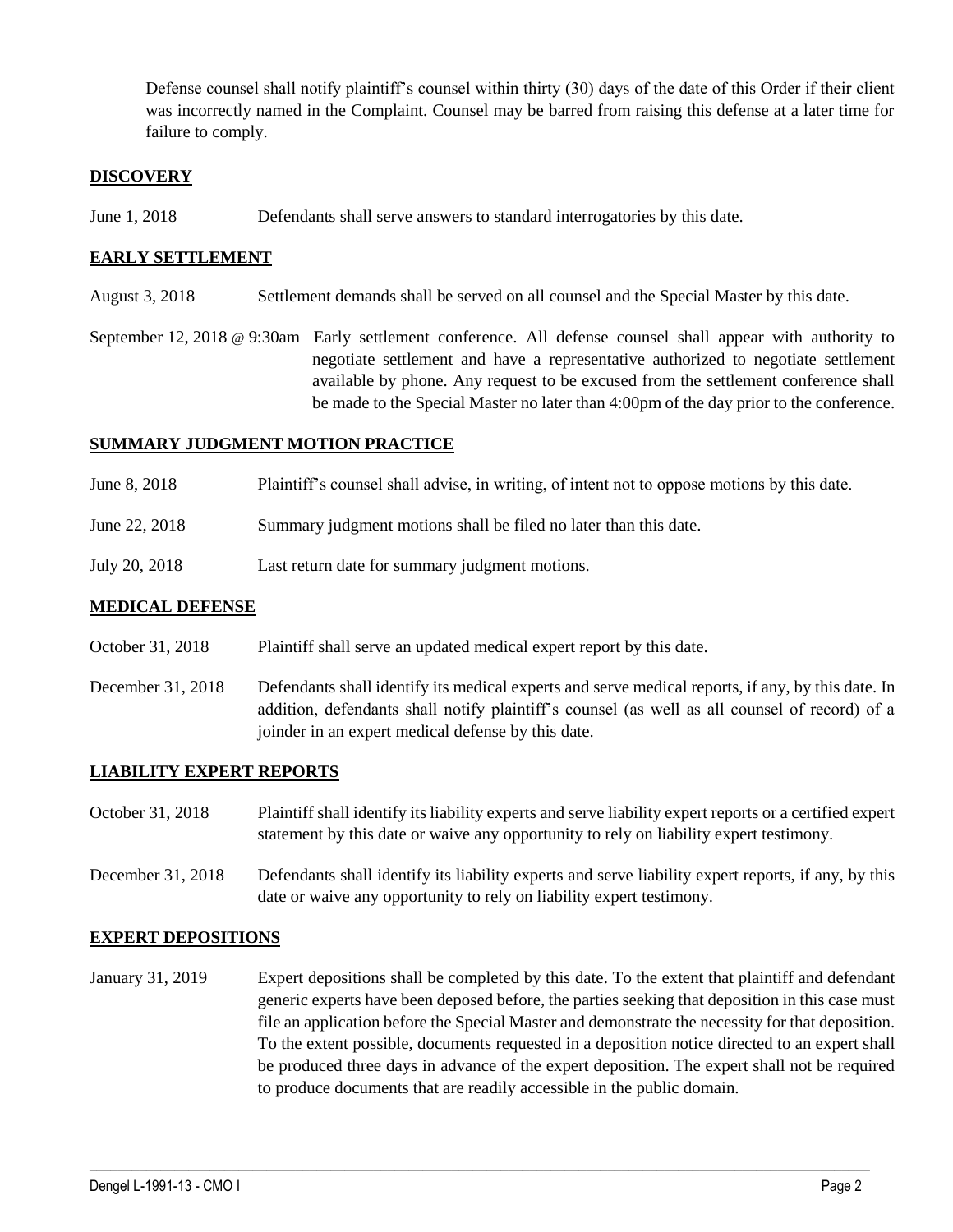Defense counsel shall notify plaintiff's counsel within thirty (30) days of the date of this Order if their client was incorrectly named in the Complaint. Counsel may be barred from raising this defense at a later time for failure to comply.

## DISCOVERY

June 1, 2018 — Defendants shall serve answers to standard interrogatories by this date.

## EARLY SETTLEMENT

August 3, 2018 — Settlement demands shall be served on all counsel and the Special Master by this date.

September 12, 2018 @ 9:30am — Early settlement conference. All defense counsel shall appear with authority to negotiate settlement and have a representative authorized to negotiate settlement available by phone. Any request to be excused from the settlement conference shall be made to the Special Master no later than 4:00pm of the day prior to the conference.

## SUMMARY JUDGMENT MOTION PRACTICE

June 8, 2018 — Plaintiff's counsel shall advise, in writing, of intent not to oppose motions by this date.

June 22, 2018 — Summary judgment motions shall be filed no later than this date.

July 20, 2018 — Last return date for summary judgment motions.

## MEDICAL DEFENSE

October 31, 2018 — Plaintiff shall serve an updated medical expert report by this date.

December 31, 2018 — Defendants shall identify its medical experts and serve medical reports, if any, by this date. In addition, defendants shall notify plaintiff's counsel (as well as all counsel of record) of a joinder in an expert medical defense by this date.

## LIABILITY EXPERT REPORTS

October 31, 2018 — Plaintiff shall identify its liability experts and serve liability expert reports or a certified expert statement by this date or waive any opportunity to rely on liability expert testimony.

December 31, 2018 — Defendants shall identify its liability experts and serve liability expert reports, if any, by this date or waive any opportunity to rely on liability expert testimony.

## EXPERT DEPOSITIONS

January 31, 2019 — Expert depositions shall be completed by this date. To the extent that plaintiff and defendant generic experts have been deposed before, the parties seeking that deposition in this case must file an application before the Special Master and demonstrate the necessity for that deposition. To the extent possible, documents requested in a deposition notice directed to an expert shall be produced three days in advance of the expert deposition. The expert shall not be required to produce documents that are readily accessible in the public domain.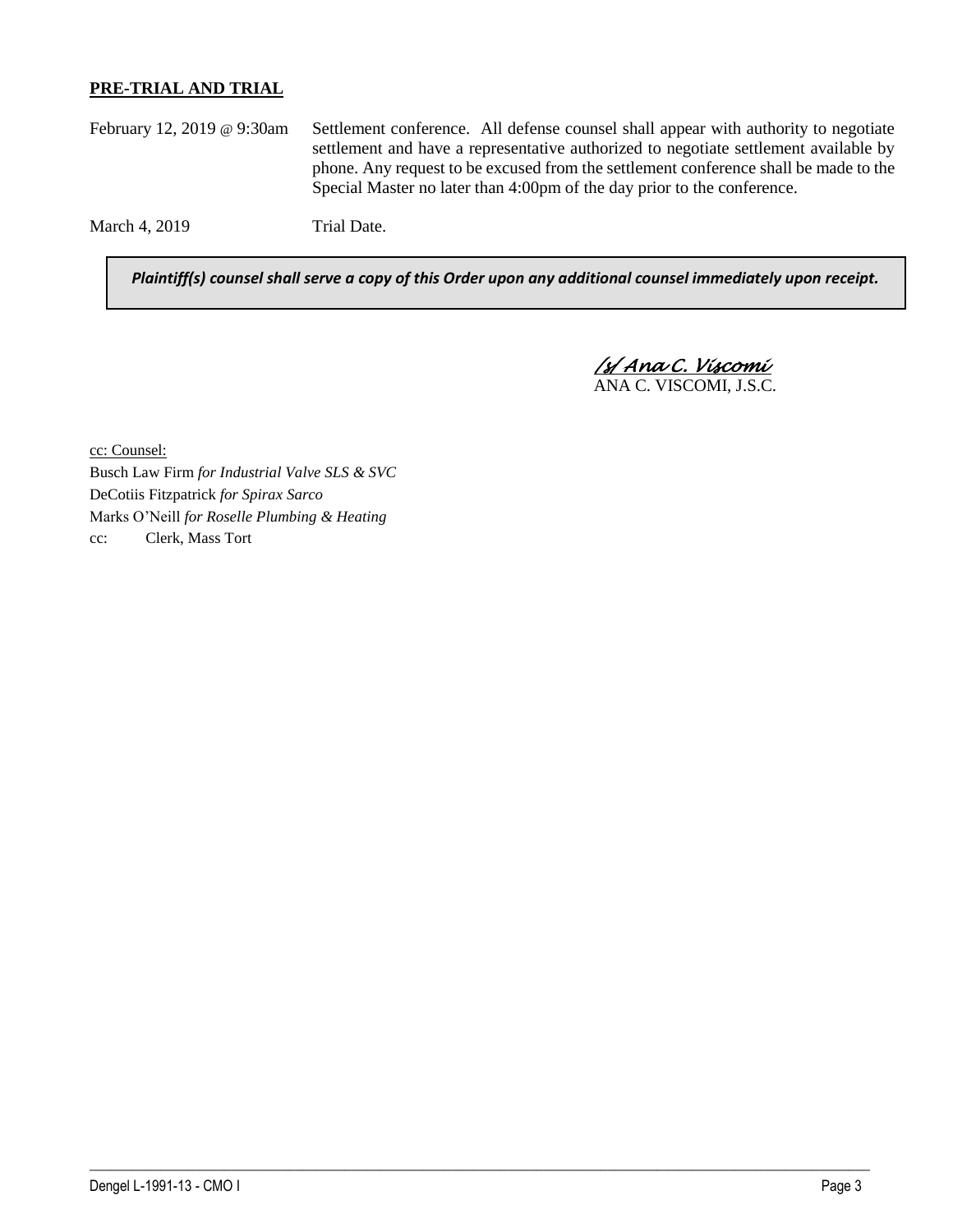**PRE-TRIAL AND TRIAL**

| | |
|---|---|
| February 12, 2019 @ 9:30am | Settlement conference. All defense counsel shall appear with authority to negotiate settlement and have a representative authorized to negotiate settlement available by phone. Any request to be excused from the settlement conference shall be made to the Special Master no later than 4:00pm of the day prior to the conference. |
| March 4, 2019 | Trial Date. |

***Plaintiff(s) counsel shall serve a copy of this Order upon any additional counsel immediately upon receipt.***

/s/ Ana C. Viscomi
ANA C. VISCOMI, J.S.C.

cc: Counsel:
Busch Law Firm *for Industrial Valve SLS & SVC*
DeCotiis Fitzpatrick *for Spirax Sarco*
Marks O'Neill *for Roselle Plumbing & Heating*
cc: Clerk, Mass Tort